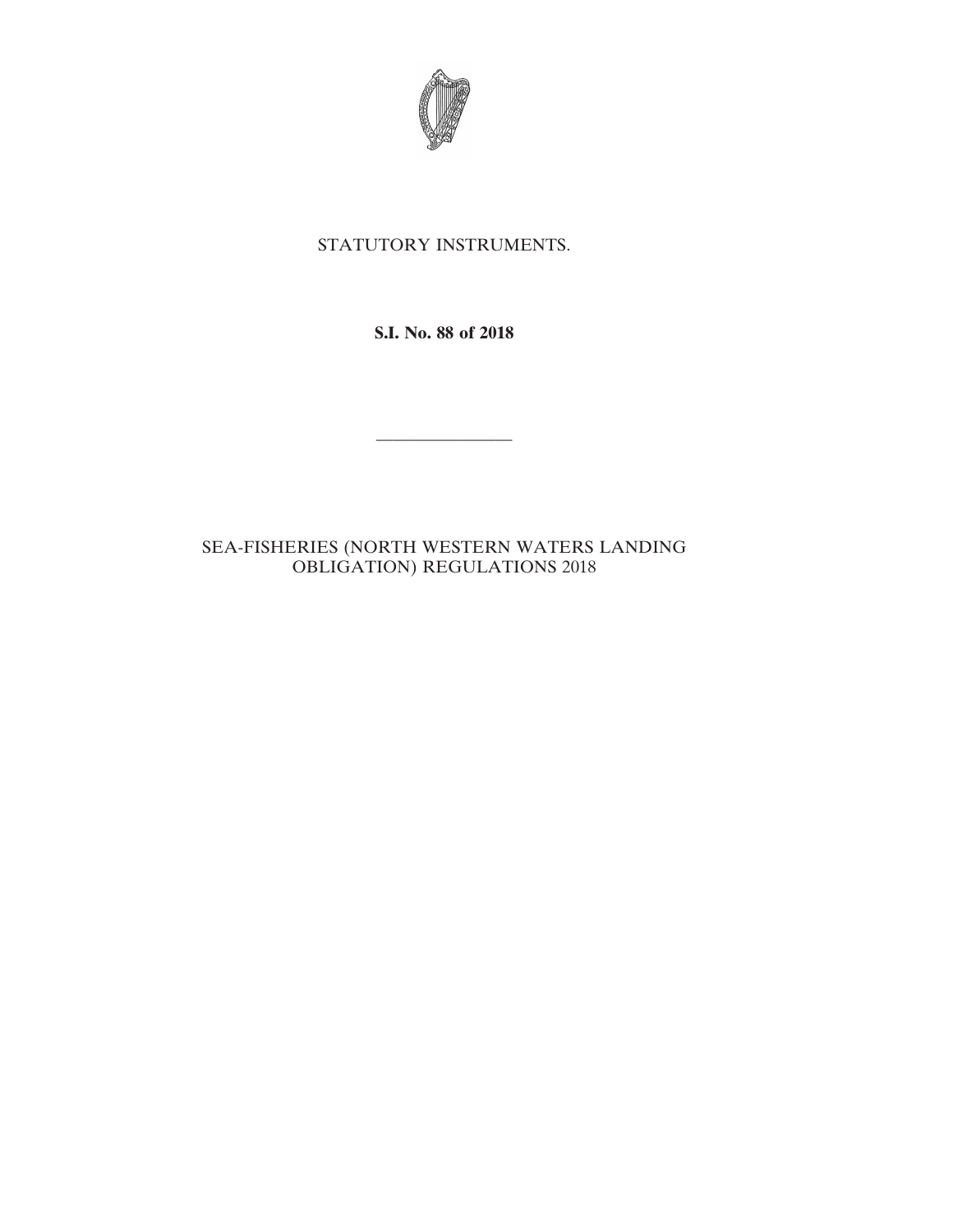STATUTORY INSTRUMENTS.

**S.I. No. 88 of 2018**

---

SEA-FISHERIES (NORTH WESTERN WATERS LANDING OBLIGATION) REGULATIONS 2018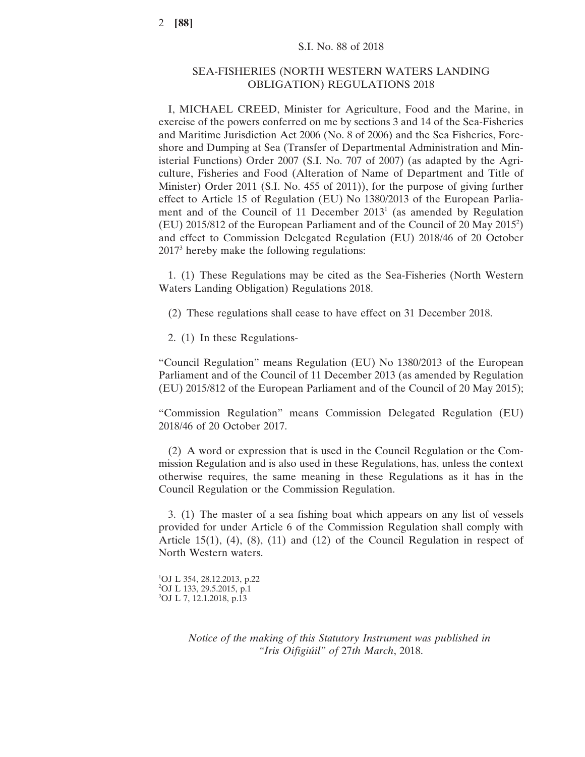S.I. No. 88 of 2018

## SEA-FISHERIES (NORTH WESTERN WATERS LANDING OBLIGATION) REGULATIONS 2018

I, MICHAEL CREED, Minister for Agriculture, Food and the Marine, in exercise of the powers conferred on me by sections 3 and 14 of the Sea-Fisheries and Maritime Jurisdiction Act 2006 (No. 8 of 2006) and the Sea Fisheries, Foreshore and Dumping at Sea (Transfer of Departmental Administration and Ministerial Functions) Order 2007 (S.I. No. 707 of 2007) (as adapted by the Agriculture, Fisheries and Food (Alteration of Name of Department and Title of Minister) Order 2011 (S.I. No. 455 of 2011)), for the purpose of giving further effect to Article 15 of Regulation (EU) No 1380/2013 of the European Parliament and of the Council of 11 December 2013[1] (as amended by Regulation (EU) 2015/812 of the European Parliament and of the Council of 20 May 2015[2]) and effect to Commission Delegated Regulation (EU) 2018/46 of 20 October 2017[3] hereby make the following regulations:

1. (1) These Regulations may be cited as the Sea-Fisheries (North Western Waters Landing Obligation) Regulations 2018.

(2) These regulations shall cease to have effect on 31 December 2018.

2. (1) In these Regulations-

"Council Regulation" means Regulation (EU) No 1380/2013 of the European Parliament and of the Council of 11 December 2013 (as amended by Regulation (EU) 2015/812 of the European Parliament and of the Council of 20 May 2015);

"Commission Regulation" means Commission Delegated Regulation (EU) 2018/46 of 20 October 2017.

(2) A word or expression that is used in the Council Regulation or the Commission Regulation and is also used in these Regulations, has, unless the context otherwise requires, the same meaning in these Regulations as it has in the Council Regulation or the Commission Regulation.

3. (1) The master of a sea fishing boat which appears on any list of vessels provided for under Article 6 of the Commission Regulation shall comply with Article 15(1), (4), (8), (11) and (12) of the Council Regulation in respect of North Western waters.

[1]OJ L 354, 28.12.2013, p.22
[2]OJ L 133, 29.5.2015, p.1
[3]OJ L 7, 12.1.2018, p.13

*Notice of the making of this Statutory Instrument was published in "Iris Oifigiúil" of 27th March, 2018.*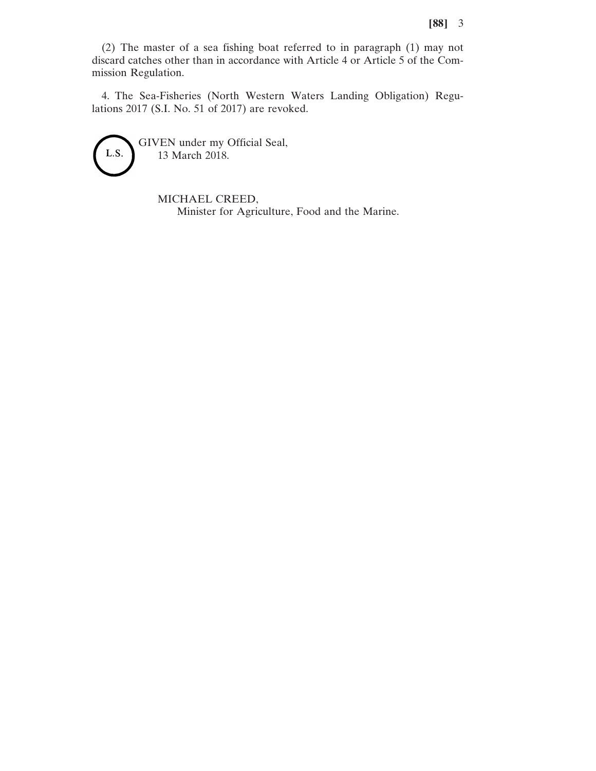(2) The master of a sea fishing boat referred to in paragraph (1) may not discard catches other than in accordance with Article 4 or Article 5 of the Commission Regulation.

4. The Sea-Fisheries (North Western Waters Landing Obligation) Regulations 2017 (S.I. No. 51 of 2017) are revoked.

L.S.

GIVEN under my Official Seal,
13 March 2018.

MICHAEL CREED,
Minister for Agriculture, Food and the Marine.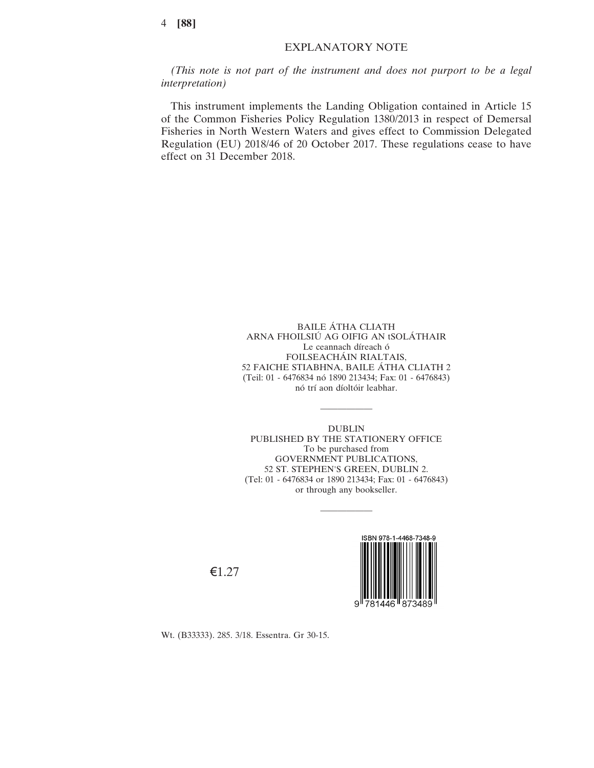## EXPLANATORY NOTE

*(This note is not part of the instrument and does not purport to be a legal interpretation)*

This instrument implements the Landing Obligation contained in Article 15 of the Common Fisheries Policy Regulation 1380/2013 in respect of Demersal Fisheries in North Western Waters and gives effect to Commission Delegated Regulation (EU) 2018/46 of 20 October 2017. These regulations cease to have effect on 31 December 2018.

BAILE ÁTHA CLIATH
ARNA FHOILSIÚ AG OIFIG AN tSOLÁTHAIR
Le ceannach díreach ó
FOILSEACHÁIN RIALTAIS,
52 FAICHE STIABHNA, BAILE ÁTHA CLIATH 2
(Teil: 01 - 6476834 nó 1890 213434; Fax: 01 - 6476843)
nó trí aon díoltóir leabhar.

---

DUBLIN
PUBLISHED BY THE STATIONERY OFFICE
To be purchased from
GOVERNMENT PUBLICATIONS,
52 ST. STEPHEN'S GREEN, DUBLIN 2.
(Tel: 01 - 6476834 or 1890 213434; Fax: 01 - 6476843)
or through any bookseller.

---

€1.27

ISBN 978-1-4468-7348-9

9 781446 873489

Wt. (B33333). 285. 3/18. Essentra. Gr 30-15.